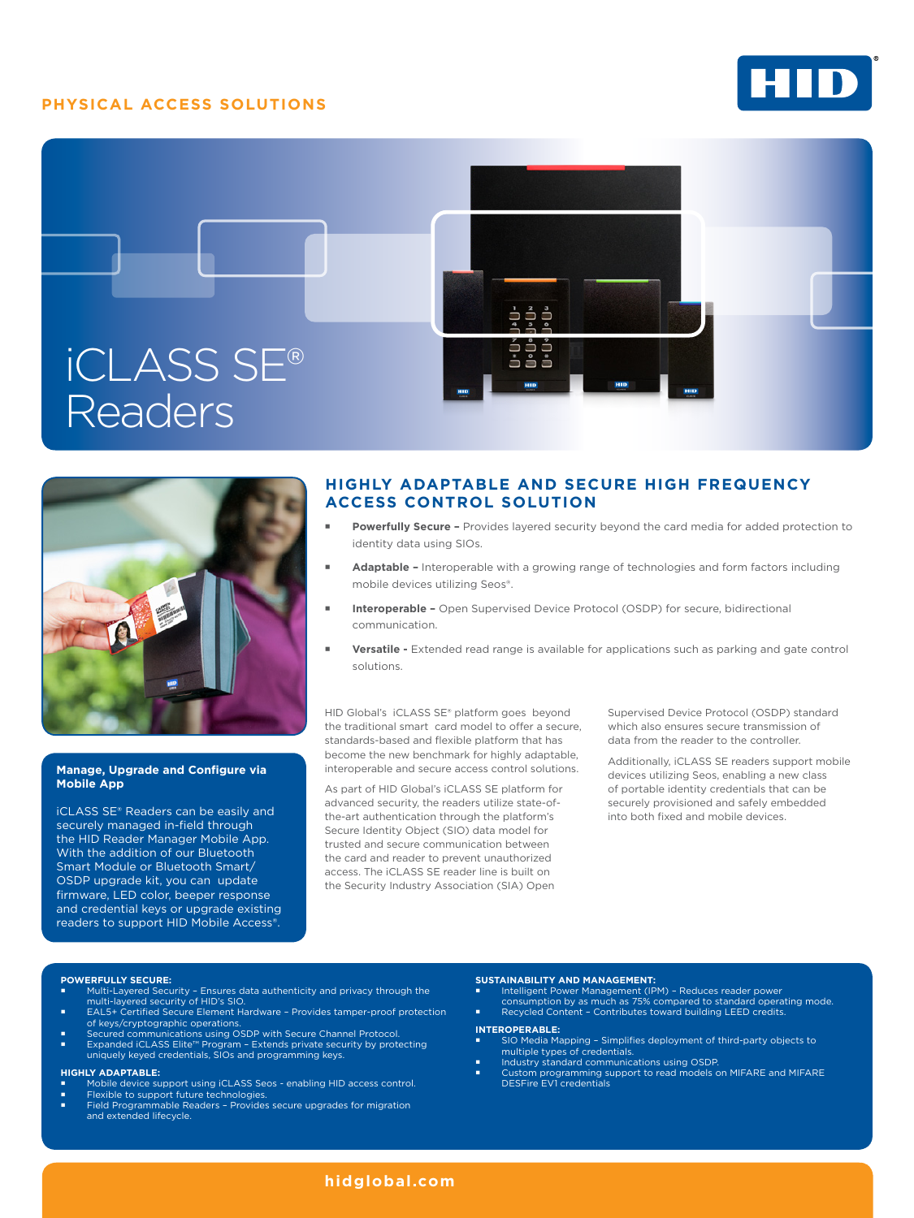PHYSICAL ACCESS SOLUTIONS

# iCLASS SE® Readers

## HIGHLY ADAPTABLE AND SECURE HIGH FREQUENCY ACCESS CONTROL SOLUTION

- **Powerfully Secure –** Provides layered security beyond the card media for added protection to identity data using SIOs.
- **Adaptable –** Interoperable with a growing range of technologies and form factors including mobile devices utilizing Seos®.
- **Interoperable –** Open Supervised Device Protocol (OSDP) for secure, bidirectional communication.
- **Versatile -** Extended read range is available for applications such as parking and gate control solutions.

HID Global's iCLASS SE® platform goes beyond the traditional smart card model to offer a secure, standards-based and flexible platform that has become the new benchmark for highly adaptable, interoperable and secure access control solutions.

As part of HID Global's iCLASS SE platform for advanced security, the readers utilize state-of-the-art authentication through the platform's Secure Identity Object (SIO) data model for trusted and secure communication between the card and reader to prevent unauthorized access. The iCLASS SE reader line is built on the Security Industry Association (SIA) Open Supervised Device Protocol (OSDP) standard which also ensures secure transmission of data from the reader to the controller.

Additionally, iCLASS SE readers support mobile devices utilizing Seos, enabling a new class of portable identity credentials that can be securely provisioned and safely embedded into both fixed and mobile devices.

### Manage, Upgrade and Configure via Mobile App

iCLASS SE® Readers can be easily and securely managed in-field through the HID Reader Manager Mobile App. With the addition of our Bluetooth Smart Module or Bluetooth Smart/OSDP upgrade kit, you can update firmware, LED color, beeper response and credential keys or upgrade existing readers to support HID Mobile Access®.

**POWERFULLY SECURE:**

- Multi-Layered Security – Ensures data authenticity and privacy through the multi-layered security of HID's SIO.
- EAL5+ Certified Secure Element Hardware – Provides tamper-proof protection of keys/cryptographic operations.
- Secured communications using OSDP with Secure Channel Protocol.
- Expanded iCLASS Elite™ Program – Extends private security by protecting uniquely keyed credentials, SIOs and programming keys.

**HIGHLY ADAPTABLE:**

- Mobile device support using iCLASS Seos - enabling HID access control.
- Flexible to support future technologies.
- Field Programmable Readers – Provides secure upgrades for migration and extended lifecycle.

**SUSTAINABILITY AND MANAGEMENT:**

- Intelligent Power Management (IPM) – Reduces reader power consumption by as much as 75% compared to standard operating mode.
- Recycled Content – Contributes toward building LEED credits.

**INTEROPERABLE:**

- SIO Media Mapping – Simplifies deployment of third-party objects to multiple types of credentials.
- Industry standard communications using OSDP.
- Custom programming support to read models on MIFARE and MIFARE DESFire EV1 credentials

hidglobal.com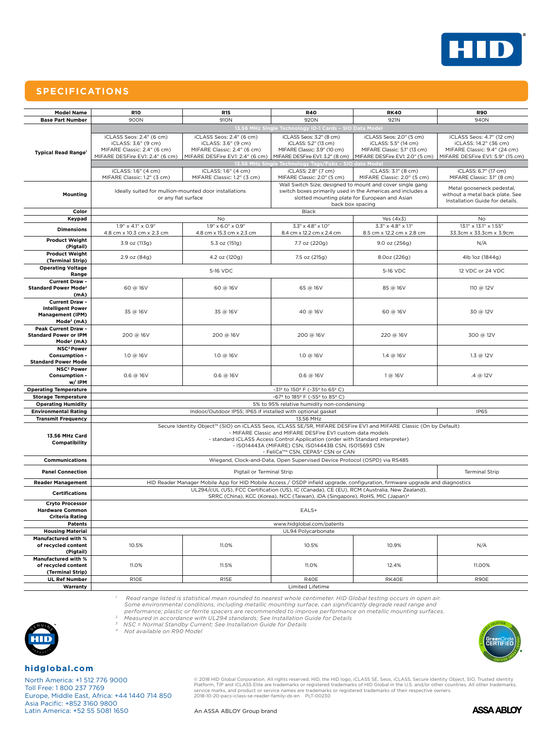## SPECIFICATIONS

| Model Name | R10 | R15 | R40 | RK40 | R90 |
|---|---|---|---|---|---|
| Base Part Number | 900N | 910N | 920N | 921N | 940N |
| Typical Read Range[1] | 13.56 MHz Single Technology ID-1 Cards - SIO Data Model | | | | |
| | iCLASS Seos: 2.4" (6 cm) iCLASS: 3.6" (9 cm) MIFARE Classic: 2.4" (6 cm) MIFARE DESFire EV1: 2.4" (6 cm) | iCLASS Seos: 2.4" (6 cm) iCLASS: 3.6" (9 cm) MIFARE Classic: 2.4" (6 cm) MIFARE DESFire EV1: 2.4" (6 cm) | iCLASS Seos: 3.2" (8 cm) iCLASS: 5.2" (13 cm) MIFARE Classic: 3.9" (10 cm) MIFARE DESFire EV1: 3.2" (8 cm) | iCLASS Seos: 2.0" (5 cm) iCLASS: 5.5" (14 cm) MIFARE Classic: 5.1" (13 cm) MIFARE DESFire EV1: 2.0" (5 cm) | iCLASS Seos: 4.7" (12 cm) iCLASS: 14.2" (36 cm) MIFARE Classic: 9.4" (24 cm) MIFARE DESFire EV1: 5.9" (15 cm) |
| | 13.56 MHz Single Technology Tags/Fobs - SIO data Model | | | | |
| | iCLASS: 1.6" (4 cm) MIFARE Classic: 1.2" (3 cm) | iCLASS: 1.6" (4 cm) MIFARE Classic: 1.2" (3 cm) | iCLASS: 2.8" (7 cm) MIFARE Classic: 2.0" (5 cm) | iCLASS: 3.1" (8 cm) MIFARE Classic: 2.0" (5 cm) | iCLASS: 6.7" (17 cm) MIFARE Classic: 3.1" (8 cm) |
| Mounting | Ideally suited for mullion-mounted door installations or any flat surface | | Wall Switch Size; designed to mount and cover single gang switch boxes primarily used in the Americas and includes a slotted mounting plate for European and Asian back box spacing | | Metal gooseneck pedestal, without a metal back plate. See Installation Guide for details. |
| Color | Black | | | | |
| Keypad | No | | | Yes (4x3) | No |
| Dimensions | 1.9" x 4.1" x 0.9" 4.8 cm x 10.3 cm x 2.3 cm | 1.9" x 6.0" x 0.9" 4.8 cm x 15.3 cm x 2.3 cm | 3.3" x 4.8" x 1.0" 8.4 cm x 12.2 cm x 2.4 cm | 3.3" x 4.8" x 1.1" 8.5 cm x 12.2 cm x 2.8 cm | 13.1" x 13.1" x 1.55" 33.3cm x 33.3cm x 3.9cm |
| Product Weight (Pigtail) | 3.9 oz (113g) | 5.3 oz (151g) | 7.7 oz (220g) | 9.0 oz (256g) | N/A |
| Product Weight (Terminal Strip) | 2.9 oz (84g) | 4.2 oz (120g) | 7.5 oz (215g) | 8.0oz (226g) | 4lb 1oz (1844g) |
| Operating Voltage Range | 5-16 VDC | | | 5-16 VDC | 12 VDC or 24 VDC |
| Current Draw - Standard Power Mode[2] (mA) | 60 @ 16V | 60 @ 16V | 65 @ 16V | 85 @ 16V | 110 @ 12V |
| Current Draw - Intelligent Power Management (IPM) Mode[2] (mA) | 35 @ 16V | 35 @ 16V | 40 @ 16V | 60 @ 16V | 30 @ 12V |
| Peak Current Draw - Standard Power or IPM Mode[2] (mA) | 200 @ 16V | 200 @ 16V | 200 @ 16V | 220 @ 16V | 300 @ 12V |
| NSC[3] Power Consumption - Standard Power Mode | 1.0 @ 16V | 1.0 @ 16V | 1.0 @ 16V | 1.4 @ 16V | 1.3 @ 12V |
| NSC[3] Power Consumption - w/ IPM | 0.6 @ 16V | 0.6 @ 16V | 0.6 @ 16V | 1 @ 16V | .4 @ 12V |
| Operating Temperature | -31° to 150° F (-35° to 65° C) | | | | |
| Storage Temperature | -67° to 185° F (-55° to 85° C) | | | | |
| Operating Humidity | 5% to 95% relative humidity non-condensing | | | | |
| Environmental Rating | Indoor/Outdoor IP55; IP65 if installed with optional gasket | | | | IP65 |
| Transmit Frequency | 13.56 MHz | | | | |
| 13.56 MHz Card Compatibility | Secure Identity Object™ (SIO) on iCLASS Seos, iCLASS SE/SR, MIFARE DESFire EV1 and MIFARE Classic (On by Default) - MIFARE Classic and MIFARE DESFire EV1 custom data models - standard iCLASS Access Control Application (order with Standard interpreter) - ISO14443A (MIFARE) CSN, ISO14443B CSN, ISO15693 CSN - FeliCa™[4] CSN, CEPAS[4] CSN or CAN | | | | |
| Communications | Wiegand, Clock-and-Data, Open Supervised Device Protocol (OSPD) via RS485 | | | | |
| Panel Connection | Pigtail or Terminal Strip | | | | Terminal Strip |
| Reader Management | HID Reader Manager Mobile App for HID Mobile Access / OSDP infield upgrade, configuration, firmware upgrade and diagnostics | | | | |
| Certifications | UL294/cUL (US), FCC Certification (US), IC (Canada), CE (EU), RCM (Australia, New Zealand), SRRC (China), KCC (Korea), NCC (Taiwan), iDA (Singapore), RoHS, MIC (Japan)[4] | | | | |
| Cryto Processor Hardware Common Criteria Rating | EAL5+ | | | | |
| Patents | www.hidglobal.com/patents | | | | |
| Housing Material | UL94 Polycarbonate | | | | |
| Manufactured with % of recycled content (Pigtail) | 10.5% | 11.0% | 10.5% | 10.9% | N/A |
| Manufactured with % of recycled content (Terminal Strip) | 11.0% | 11.5% | 11.0% | 12.4% | 11.00% |
| UL Ref Number | R10E | R15E | R40E | RK40E | R90E |
| Warranty | Limited Lifetime | | | | |

[1] *Read range listed is statistical mean rounded to nearest whole centimeter. HID Global testing occurs in open air. Some environmental conditions, including metallic mounting surface, can significantly degrade read range and performance; plastic or ferrite spacers are recommended to improve performance on metallic mounting surfaces.*

[2] *Measured in accordance with UL294 standards; See Installation Guide for Details*

[3] *NSC = Normal Standby Current; See Installation Guide for Details*

[4] *Not available on R90 Model*

**hidglobal.com**

North America: +1 512 776 9000
Toll Free: 1 800 237 7769
Europe, Middle East, Africa: +44 1440 714 850
Asia Pacific: +852 3160 9800
Latin America: +52 55 5081 1650

© 2018 HID Global Corporation. All rights reserved. HID, the HID logo, iCLASS SE, Seos, iCLASS, Secure Identity Object, SIO, Trusted identity Platform, TIP and iCLASS Elite are trademarks or registered trademarks of HID Global in the U.S. and/or other countries. All other trademarks, service marks, and product or service names are trademarks or registered trademarks of their respective owners.
2018-10-20-pacs-iclass-se-reader-family-ds-en PLT-00230

An ASSA ABLOY Group brand